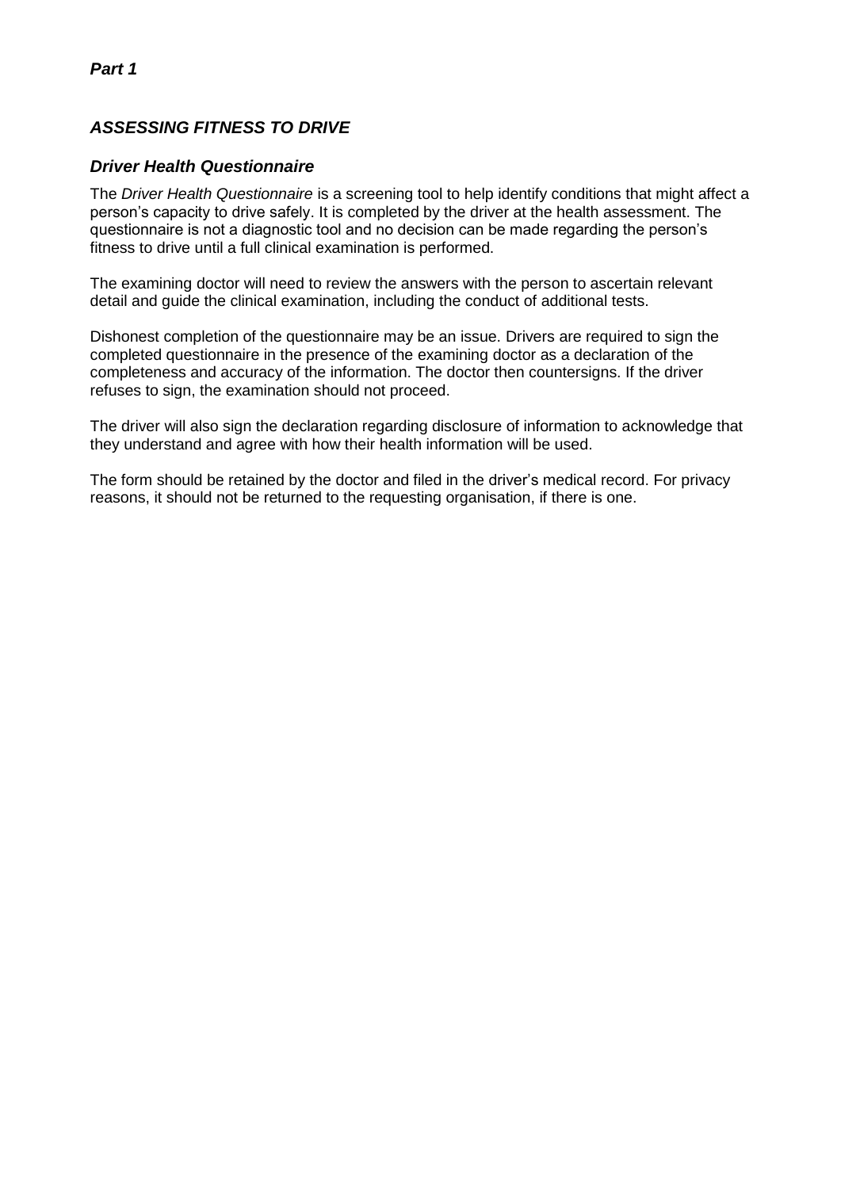***Part 1***

## *ASSESSING FITNESS TO DRIVE*

### *Driver Health Questionnaire*

The *Driver Health Questionnaire* is a screening tool to help identify conditions that might affect a person's capacity to drive safely. It is completed by the driver at the health assessment. The questionnaire is not a diagnostic tool and no decision can be made regarding the person's fitness to drive until a full clinical examination is performed.

The examining doctor will need to review the answers with the person to ascertain relevant detail and guide the clinical examination, including the conduct of additional tests.

Dishonest completion of the questionnaire may be an issue. Drivers are required to sign the completed questionnaire in the presence of the examining doctor as a declaration of the completeness and accuracy of the information. The doctor then countersigns. If the driver refuses to sign, the examination should not proceed.

The driver will also sign the declaration regarding disclosure of information to acknowledge that they understand and agree with how their health information will be used.

The form should be retained by the doctor and filed in the driver's medical record. For privacy reasons, it should not be returned to the requesting organisation, if there is one.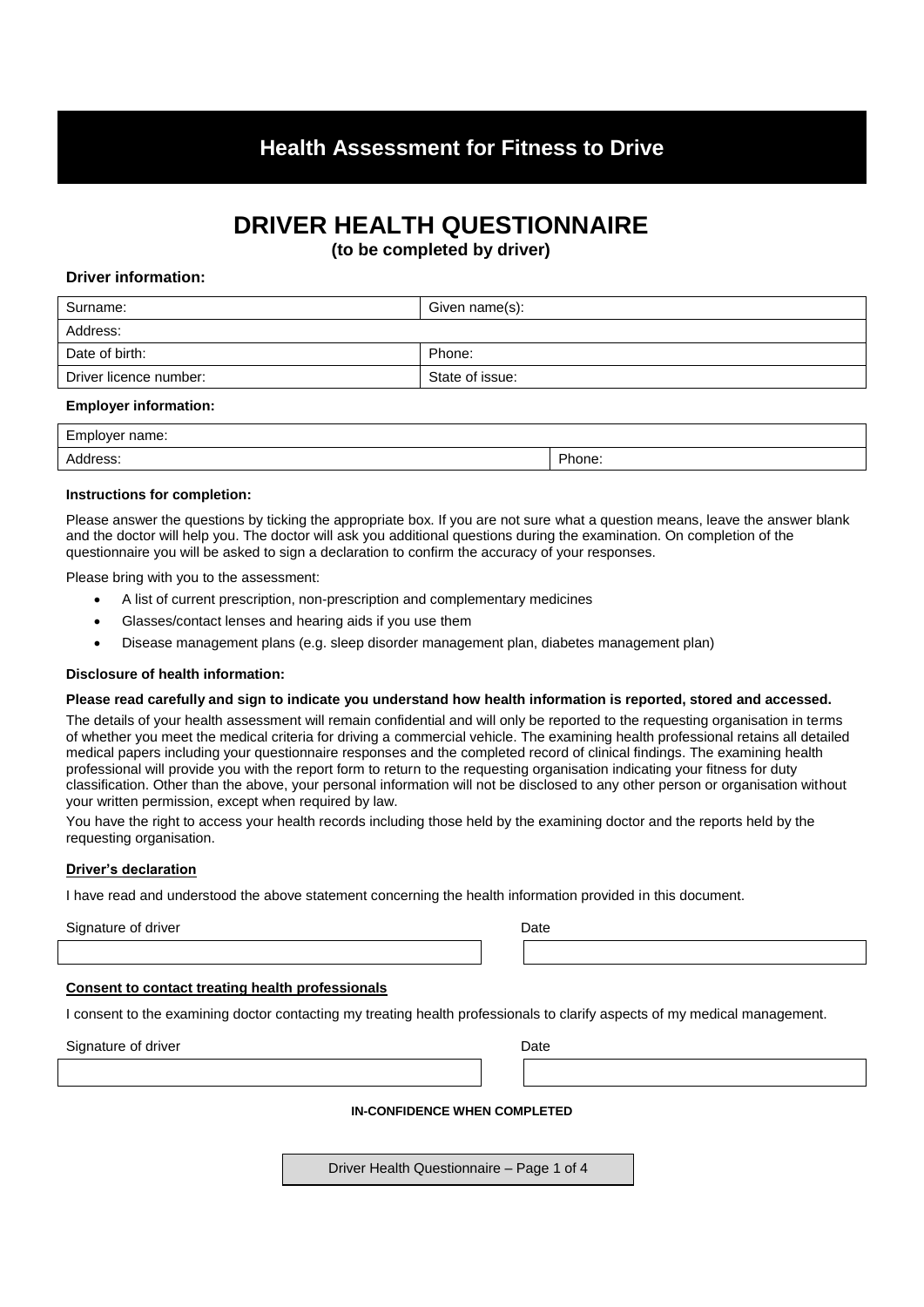# Health Assessment for Fitness to Drive

## DRIVER HEALTH QUESTIONNAIRE

**(to be completed by driver)**

**Driver information:**

| Surname: | Given name(s): |
|---|---|
| Address: | |
| Date of birth: | Phone: |
| Driver licence number: | State of issue: |

**Employer information:**

| Employer name: | |
|---|---|
| Address: | Phone: |

**Instructions for completion:**

Please answer the questions by ticking the appropriate box. If you are not sure what a question means, leave the answer blank and the doctor will help you. The doctor will ask you additional questions during the examination. On completion of the questionnaire you will be asked to sign a declaration to confirm the accuracy of your responses.

Please bring with you to the assessment:

- A list of current prescription, non-prescription and complementary medicines
- Glasses/contact lenses and hearing aids if you use them
- Disease management plans (e.g. sleep disorder management plan, diabetes management plan)

**Disclosure of health information:**

**Please read carefully and sign to indicate you understand how health information is reported, stored and accessed.**

The details of your health assessment will remain confidential and will only be reported to the requesting organisation in terms of whether you meet the medical criteria for driving a commercial vehicle. The examining health professional retains all detailed medical papers including your questionnaire responses and the completed record of clinical findings. The examining health professional will provide you with the report form to return to the requesting organisation indicating your fitness for duty classification. Other than the above, your personal information will not be disclosed to any other person or organisation without your written permission, except when required by law.

You have the right to access your health records including those held by the examining doctor and the reports held by the requesting organisation.

**Driver's declaration**

I have read and understood the above statement concerning the health information provided in this document.

| Signature of driver | Date |
|---|---|
| | |

**Consent to contact treating health professionals**

I consent to the examining doctor contacting my treating health professionals to clarify aspects of my medical management.

| Signature of driver | Date |
|---|---|
| | |

**IN-CONFIDENCE WHEN COMPLETED**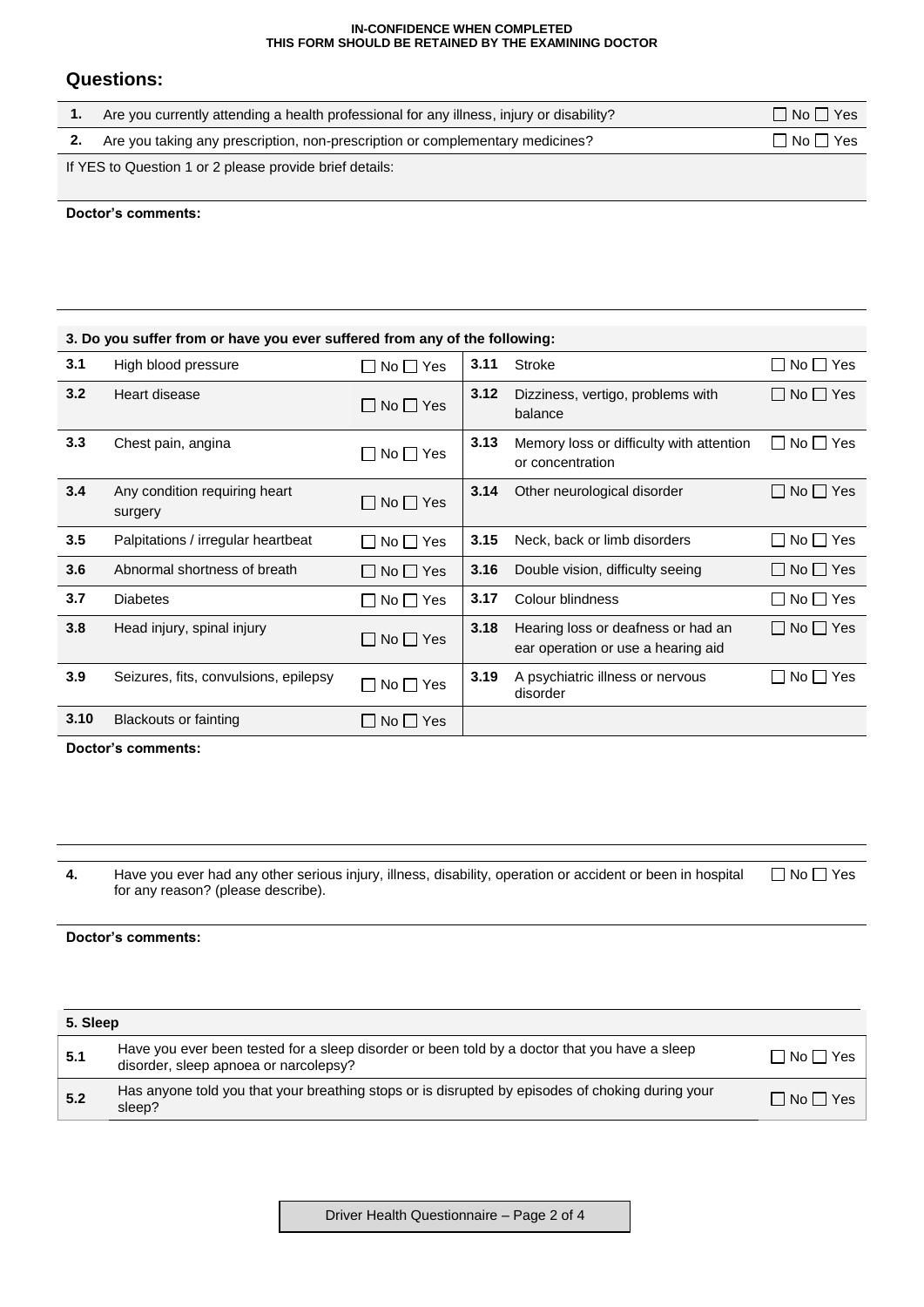**IN-CONFIDENCE WHEN COMPLETED**
**THIS FORM SHOULD BE RETAINED BY THE EXAMINING DOCTOR**

## Questions:

| | | |
|---|---|---|
| **1.** | Are you currently attending a health professional for any illness, injury or disability? | ☐ No ☐ Yes |
| **2.** | Are you taking any prescription, non-prescription or complementary medicines? | ☐ No ☐ Yes |

If YES to Question 1 or 2 please provide brief details:

**Doctor's comments:**

**3. Do you suffer from or have you ever suffered from any of the following:**

| | | | | | |
|---|---|---|---|---|---|
| **3.1** | High blood pressure | ☐ No ☐ Yes | **3.11** | Stroke | ☐ No ☐ Yes |
| **3.2** | Heart disease | ☐ No ☐ Yes | **3.12** | Dizziness, vertigo, problems with balance | ☐ No ☐ Yes |
| **3.3** | Chest pain, angina | ☐ No ☐ Yes | **3.13** | Memory loss or difficulty with attention or concentration | ☐ No ☐ Yes |
| **3.4** | Any condition requiring heart surgery | ☐ No ☐ Yes | **3.14** | Other neurological disorder | ☐ No ☐ Yes |
| **3.5** | Palpitations / irregular heartbeat | ☐ No ☐ Yes | **3.15** | Neck, back or limb disorders | ☐ No ☐ Yes |
| **3.6** | Abnormal shortness of breath | ☐ No ☐ Yes | **3.16** | Double vision, difficulty seeing | ☐ No ☐ Yes |
| **3.7** | Diabetes | ☐ No ☐ Yes | **3.17** | Colour blindness | ☐ No ☐ Yes |
| **3.8** | Head injury, spinal injury | ☐ No ☐ Yes | **3.18** | Hearing loss or deafness or had an ear operation or use a hearing aid | ☐ No ☐ Yes |
| **3.9** | Seizures, fits, convulsions, epilepsy | ☐ No ☐ Yes | **3.19** | A psychiatric illness or nervous disorder | ☐ No ☐ Yes |
| **3.10** | Blackouts or fainting | ☐ No ☐ Yes | | | |

**Doctor's comments:**

| | | |
|---|---|---|
| **4.** | Have you ever had any other serious injury, illness, disability, operation or accident or been in hospital for any reason? (please describe). | ☐ No ☐ Yes |

**Doctor's comments:**

**5. Sleep**

| | | |
|---|---|---|
| **5.1** | Have you ever been tested for a sleep disorder or been told by a doctor that you have a sleep disorder, sleep apnoea or narcolepsy? | ☐ No ☐ Yes |
| **5.2** | Has anyone told you that your breathing stops or is disrupted by episodes of choking during your sleep? | ☐ No ☐ Yes |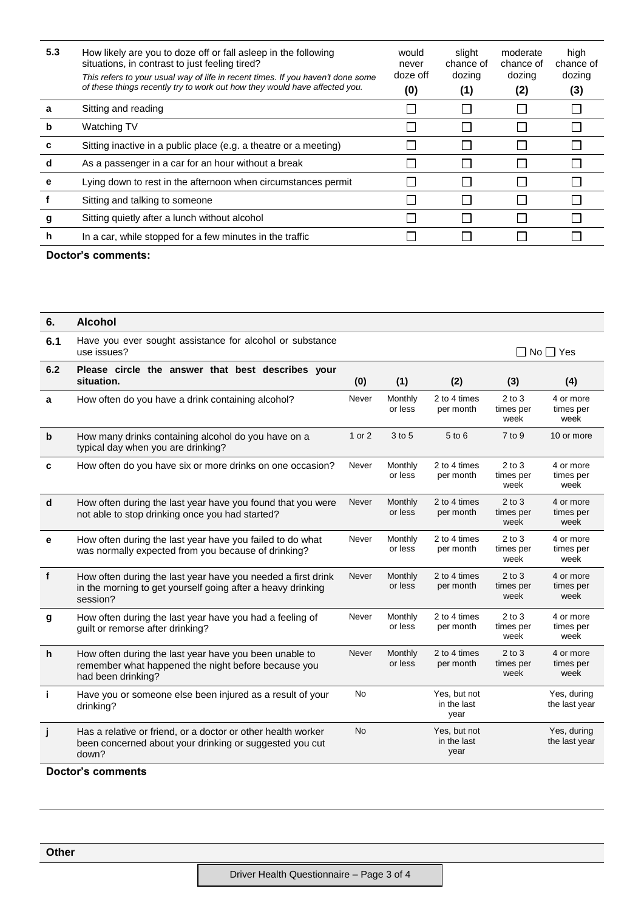| 5.3 | How likely are you to doze off or fall asleep in the following situations, in contrast to just feeling tired? *This refers to your usual way of life in recent times. If you haven't done some of these things recently try to work out how they would have affected you.* | would never doze off **(0)** | slight chance of dozing **(1)** | moderate chance of dozing **(2)** | high chance of dozing **(3)** |
|---|---|---|---|---|---|
| **a** | Sitting and reading | ☐ | ☐ | ☐ | ☐ |
| **b** | Watching TV | ☐ | ☐ | ☐ | ☐ |
| **c** | Sitting inactive in a public place (e.g. a theatre or a meeting) | ☐ | ☐ | ☐ | ☐ |
| **d** | As a passenger in a car for an hour without a break | ☐ | ☐ | ☐ | ☐ |
| **e** | Lying down to rest in the afternoon when circumstances permit | ☐ | ☐ | ☐ | ☐ |
| **f** | Sitting and talking to someone | ☐ | ☐ | ☐ | ☐ |
| **g** | Sitting quietly after a lunch without alcohol | ☐ | ☐ | ☐ | ☐ |
| **h** | In a car, while stopped for a few minutes in the traffic | ☐ | ☐ | ☐ | ☐ |

**Doctor's comments:**

| **6.** | **Alcohol** | | | | | |
|---|---|---|---|---|---|---|
| **6.1** | Have you ever sought assistance for alcohol or substance use issues? | | | | ☐ No | ☐ Yes |
| **6.2** | **Please circle the answer that best describes your situation.** | **(0)** | **(1)** | **(2)** | **(3)** | **(4)** |
| **a** | How often do you have a drink containing alcohol? | Never | Monthly or less | 2 to 4 times per month | 2 to 3 times per week | 4 or more times per week |
| **b** | How many drinks containing alcohol do you have on a typical day when you are drinking? | 1 or 2 | 3 to 5 | 5 to 6 | 7 to 9 | 10 or more |
| **c** | How often do you have six or more drinks on one occasion? | Never | Monthly or less | 2 to 4 times per month | 2 to 3 times per week | 4 or more times per week |
| **d** | How often during the last year have you found that you were not able to stop drinking once you had started? | Never | Monthly or less | 2 to 4 times per month | 2 to 3 times per week | 4 or more times per week |
| **e** | How often during the last year have you failed to do what was normally expected from you because of drinking? | Never | Monthly or less | 2 to 4 times per month | 2 to 3 times per week | 4 or more times per week |
| **f** | How often during the last year have you needed a first drink in the morning to get yourself going after a heavy drinking session? | Never | Monthly or less | 2 to 4 times per month | 2 to 3 times per week | 4 or more times per week |
| **g** | How often during the last year have you had a feeling of guilt or remorse after drinking? | Never | Monthly or less | 2 to 4 times per month | 2 to 3 times per week | 4 or more times per week |
| **h** | How often during the last year have you been unable to remember what happened the night before because you had been drinking? | Never | Monthly or less | 2 to 4 times per month | 2 to 3 times per week | 4 or more times per week |
| **i** | Have you or someone else been injured as a result of your drinking? | No | | Yes, but not in the last year | | Yes, during the last year |
| **j** | Has a relative or friend, or a doctor or other health worker been concerned about your drinking or suggested you cut down? | No | | Yes, but not in the last year | | Yes, during the last year |

**Doctor's comments**

**Other**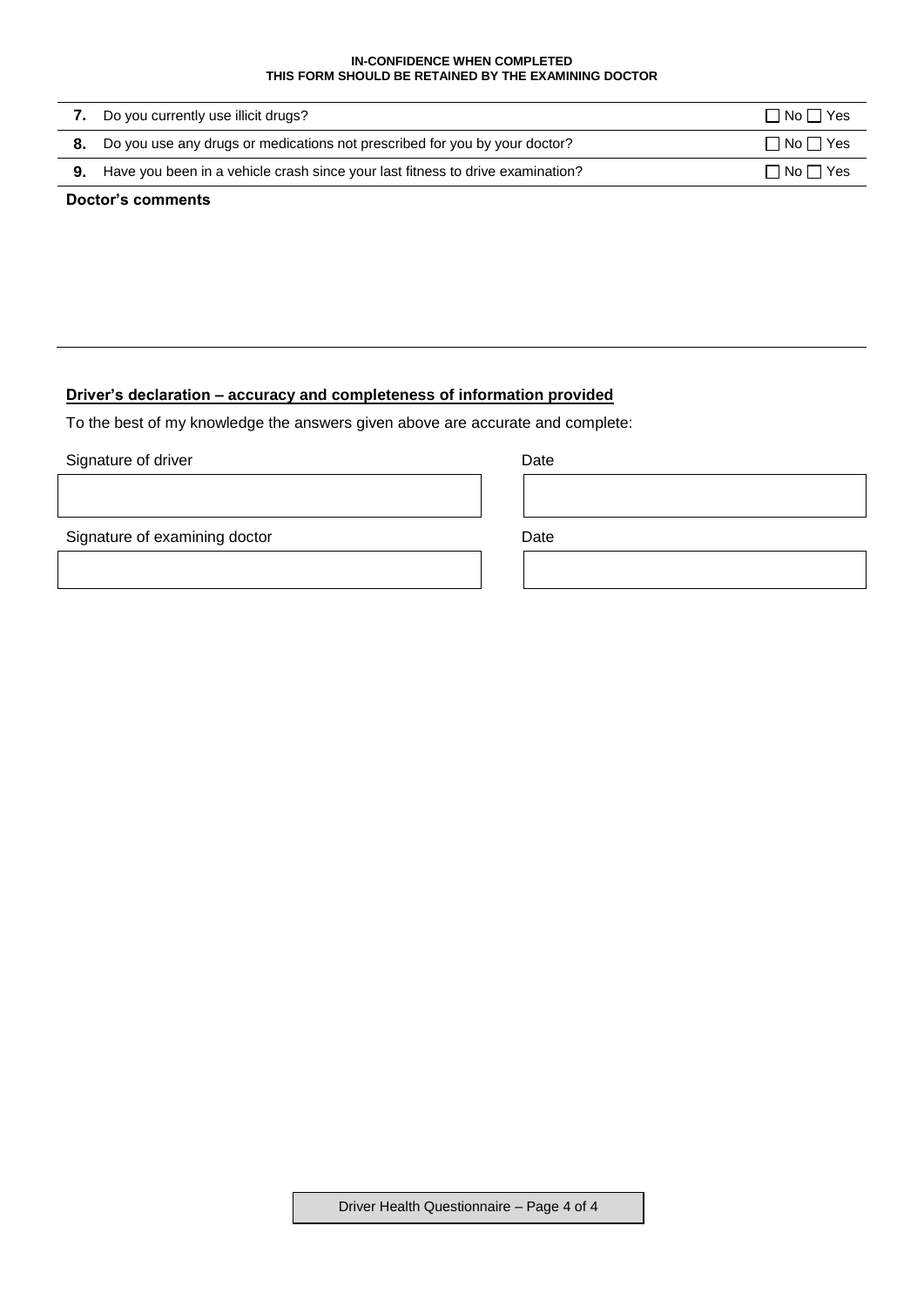**IN-CONFIDENCE WHEN COMPLETED**
**THIS FORM SHOULD BE RETAINED BY THE EXAMINING DOCTOR**

| | | |
|---|---|---|
| **7.** | Do you currently use illicit drugs? | ☐ No ☐ Yes |
| **8.** | Do you use any drugs or medications not prescribed for you by your doctor? | ☐ No ☐ Yes |
| **9.** | Have you been in a vehicle crash since your last fitness to drive examination? | ☐ No ☐ Yes |

**Doctor's comments**

**Driver's declaration – accuracy and completeness of information provided**

To the best of my knowledge the answers given above are accurate and complete:

| Signature of driver | Date |
|---|---|
| | |

| Signature of examining doctor | Date |
|---|---|
| | |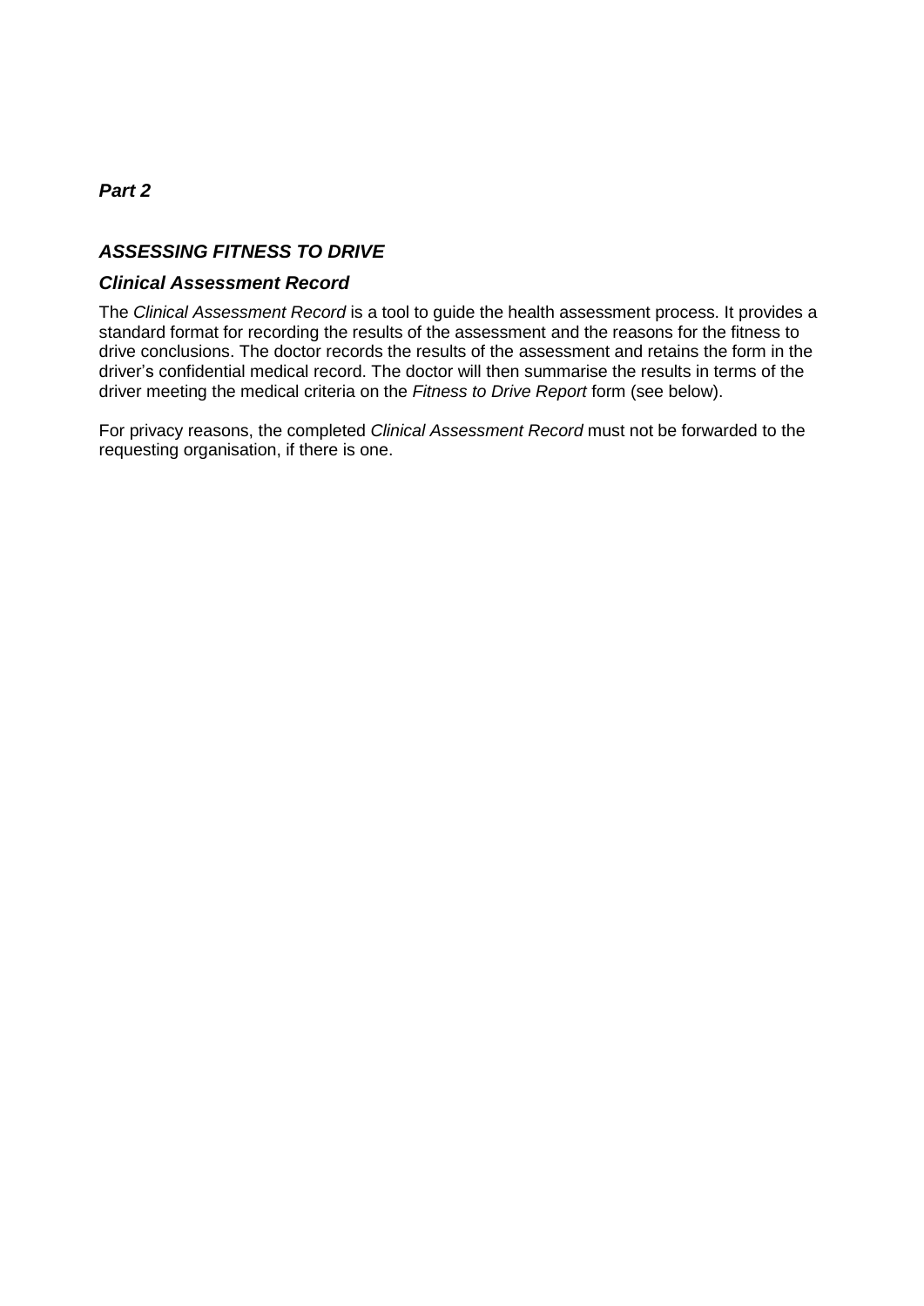***Part 2***

## ***ASSESSING FITNESS TO DRIVE***

### ***Clinical Assessment Record***

The *Clinical Assessment Record* is a tool to guide the health assessment process. It provides a standard format for recording the results of the assessment and the reasons for the fitness to drive conclusions. The doctor records the results of the assessment and retains the form in the driver's confidential medical record. The doctor will then summarise the results in terms of the driver meeting the medical criteria on the *Fitness to Drive Report* form (see below).

For privacy reasons, the completed *Clinical Assessment Record* must not be forwarded to the requesting organisation, if there is one.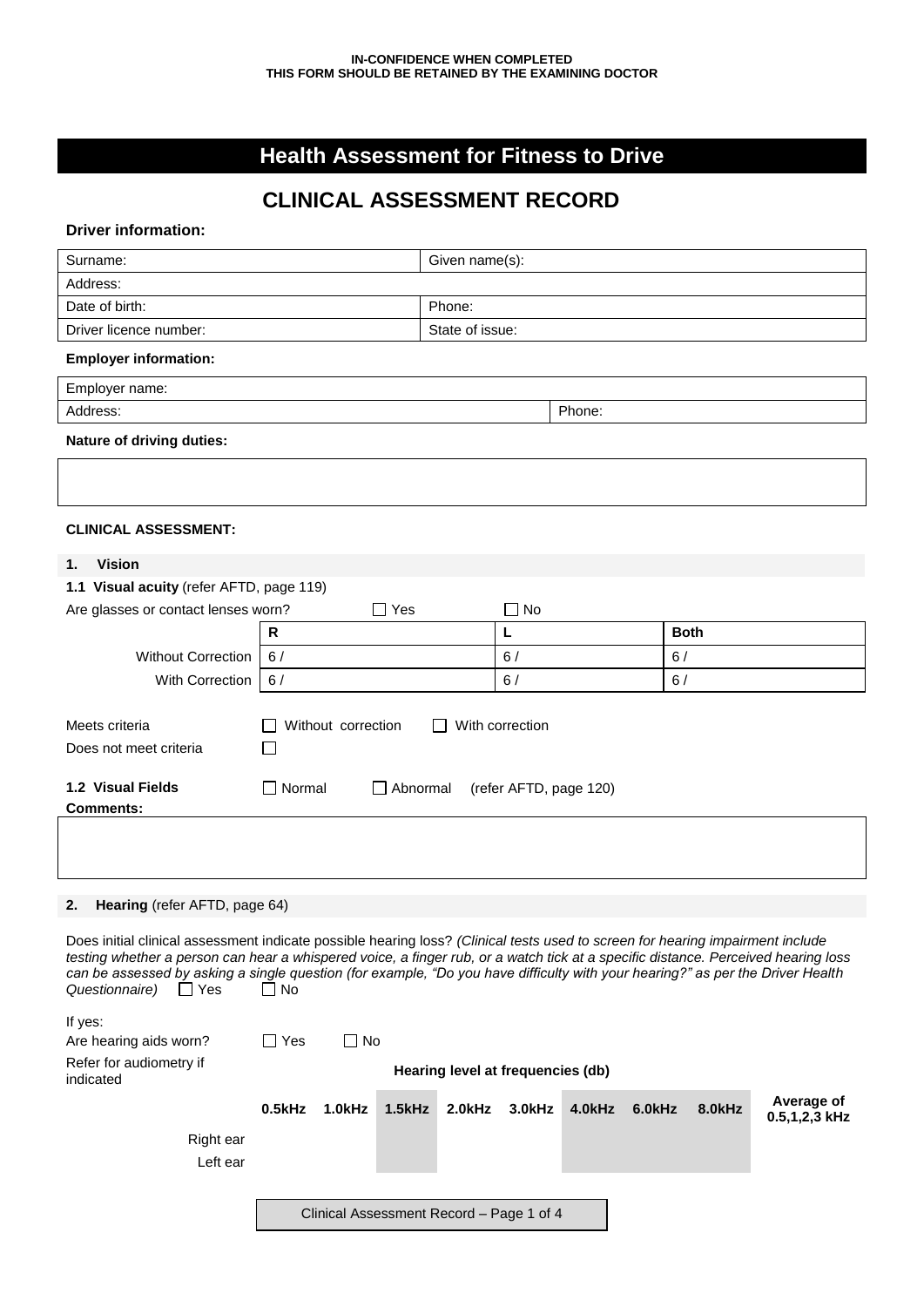**IN-CONFIDENCE WHEN COMPLETED**
**THIS FORM SHOULD BE RETAINED BY THE EXAMINING DOCTOR**

# Health Assessment for Fitness to Drive

## CLINICAL ASSESSMENT RECORD

**Driver information:**

| Surname: | Given name(s): |
|---|---|
| Address: | |
| Date of birth: | Phone: |
| Driver licence number: | State of issue: |

**Employer information:**

| Employer name: | |
|---|---|
| Address: | Phone: |

**Nature of driving duties:**

| |
|---|
| |

**CLINICAL ASSESSMENT:**

### 1. Vision

**1.1 Visual acuity** (refer AFTD, page 119)

Are glasses or contact lenses worn? ☐ Yes ☐ No

| | R | L | Both |
|---|---|---|---|
| Without Correction | 6 / | 6 / | 6 / |
| With Correction | 6 / | 6 / | 6 / |

Meets criteria ☐ Without correction ☐ With correction

Does not meet criteria ☐

**1.2 Visual Fields** ☐ Normal ☐ Abnormal (refer AFTD, page 120)

**Comments:**

| |
|---|
| |

### 2. Hearing (refer AFTD, page 64)

Does initial clinical assessment indicate possible hearing loss? *(Clinical tests used to screen for hearing impairment include testing whether a person can hear a whispered voice, a finger rub, or a watch tick at a specific distance. Perceived hearing loss can be assessed by asking a single question (for example, "Do you have difficulty with your hearing?" as per the Driver Health Questionnaire)* ☐ Yes ☐ No

If yes:

Are hearing aids worn? ☐ Yes ☐ No

Refer for audiometry if indicated

**Hearing level at frequencies (db)**

| | 0.5kHz | 1.0kHz | 1.5kHz | 2.0kHz | 3.0kHz | 4.0kHz | 6.0kHz | 8.0kHz | Average of 0.5,1,2,3 kHz |
|---|---|---|---|---|---|---|---|---|---|
| Right ear | | | | | | | | | |
| Left ear | | | | | | | | | |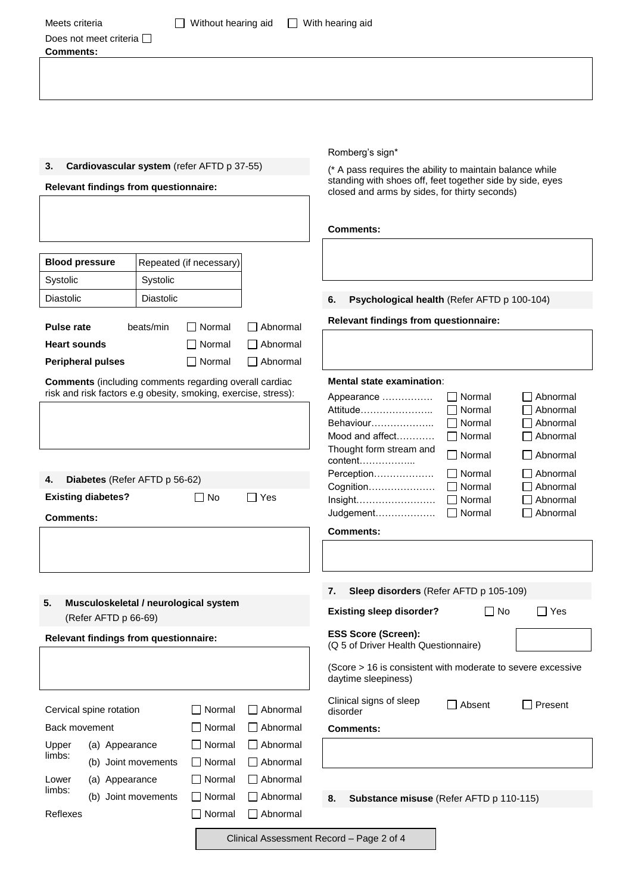Meets criteria ☐ Without hearing aid ☐ With hearing aid

Does not meet criteria ☐

**Comments:**

&nbsp;

### 3. Cardiovascular system (refer AFTD p 37-55)

**Relevant findings from questionnaire:**

&nbsp;

| **Blood pressure** | Repeated (if necessary) |
|---|---|
| Systolic | Systolic |
| Diastolic | Diastolic |

| | | | |
|---|---|---|---|
| **Pulse rate** | beats/min | ☐ Normal | ☐ Abnormal |
| **Heart sounds** | | ☐ Normal | ☐ Abnormal |
| **Peripheral pulses** | | ☐ Normal | ☐ Abnormal |

**Comments** (including comments regarding overall cardiac risk and risk factors e.g obesity, smoking, exercise, stress):

&nbsp;

### 4. Diabetes (Refer AFTD p 56-62)

**Existing diabetes?** ☐ No ☐ Yes

**Comments:**

&nbsp;

### 5. Musculoskeletal / neurological system (Refer AFTD p 66-69)

**Relevant findings from questionnaire:**

&nbsp;

| | | | |
|---|---|---|---|
| Cervical spine rotation | | ☐ Normal | ☐ Abnormal |
| Back movement | | ☐ Normal | ☐ Abnormal |
| Upper limbs: | (a) Appearance | ☐ Normal | ☐ Abnormal |
| | (b) Joint movements | ☐ Normal | ☐ Abnormal |
| Lower limbs: | (a) Appearance | ☐ Normal | ☐ Abnormal |
| | (b) Joint movements | ☐ Normal | ☐ Abnormal |
| Reflexes | | ☐ Normal | ☐ Abnormal |

Romberg's sign*

(* A pass requires the ability to maintain balance while standing with shoes off, feet together side by side, eyes closed and arms by sides, for thirty seconds)

**Comments:**

&nbsp;

### 6. Psychological health (Refer AFTD p 100-104)

**Relevant findings from questionnaire:**

&nbsp;

**Mental state examination**:

| | | |
|---|---|---|
| Appearance ……………. | ☐ Normal | ☐ Abnormal |
| Attitude………………….. | ☐ Normal | ☐ Abnormal |
| Behaviour……………….. | ☐ Normal | ☐ Abnormal |
| Mood and affect………… | ☐ Normal | ☐ Abnormal |
| Thought form stream and content…………….. | ☐ Normal | ☐ Abnormal |
| Perception………………. | ☐ Normal | ☐ Abnormal |
| Cognition………………… | ☐ Normal | ☐ Abnormal |
| Insight……………………. | ☐ Normal | ☐ Abnormal |
| Judgement………………. | ☐ Normal | ☐ Abnormal |

**Comments:**

&nbsp;

### 7. Sleep disorders (Refer AFTD p 105-109)

**Existing sleep disorder?** ☐ No ☐ Yes

**ESS Score (Screen):**
(Q 5 of Driver Health Questionnaire)

(Score > 16 is consistent with moderate to severe excessive daytime sleepiness)

Clinical signs of sleep disorder ☐ Absent ☐ Present

**Comments:**

&nbsp;

### 8. Substance misuse (Refer AFTD p 110-115)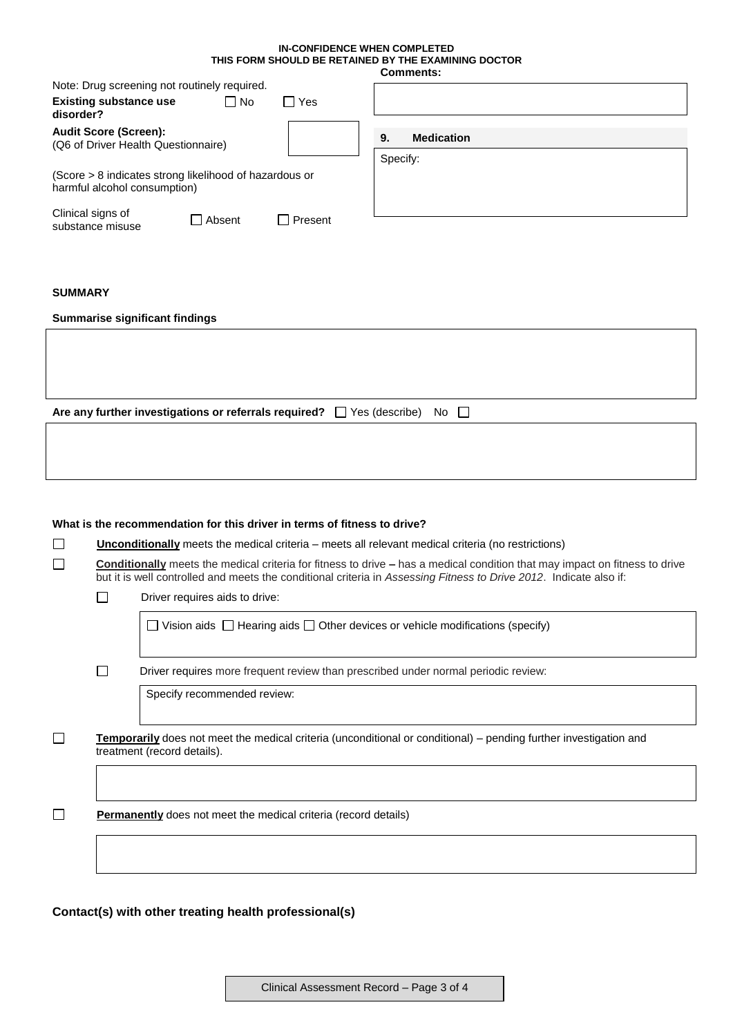**IN-CONFIDENCE WHEN COMPLETED**
**THIS FORM SHOULD BE RETAINED BY THE EXAMINING DOCTOR**

Note: Drug screening not routinely required.

**Existing substance use disorder?** ☐ No ☐ Yes

**Comments:**

**Audit Score (Screen):**
(Q6 of Driver Health Questionnaire)

(Score > 8 indicates strong likelihood of hazardous or harmful alcohol consumption)

Clinical signs of substance misuse ☐ Absent ☐ Present

**9. Medication**

Specify:

**SUMMARY**

**Summarise significant findings**

**Are any further investigations or referrals required?** ☐ Yes (describe) No ☐

**What is the recommendation for this driver in terms of fitness to drive?**

☐ **Unconditionally** meets the medical criteria – meets all relevant medical criteria (no restrictions)

☐ **Conditionally** meets the medical criteria for fitness to drive **–** has a medical condition that may impact on fitness to drive but it is well controlled and meets the conditional criteria in *Assessing Fitness to Drive 2012*. Indicate also if:

- ☐ Driver requires aids to drive:
  - ☐ Vision aids ☐ Hearing aids ☐ Other devices or vehicle modifications (specify)
- ☐ Driver requires more frequent review than prescribed under normal periodic review:
  - Specify recommended review:

☐ **Temporarily** does not meet the medical criteria (unconditional or conditional) – pending further investigation and treatment (record details).

☐ **Permanently** does not meet the medical criteria (record details)

**Contact(s) with other treating health professional(s)**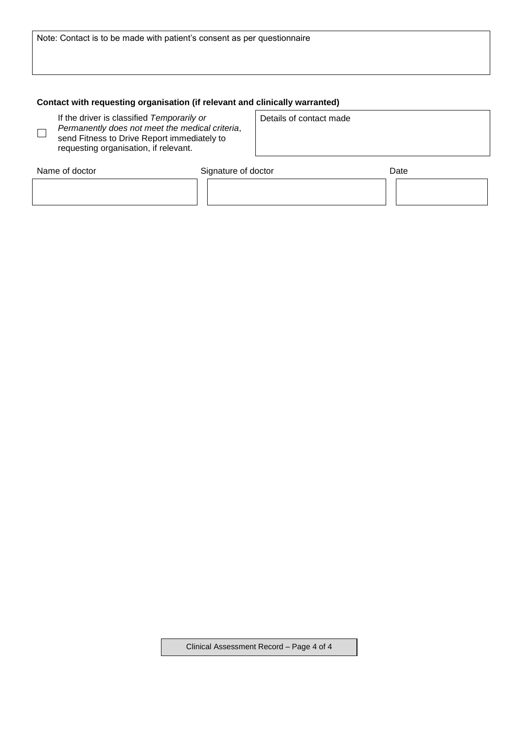Note: Contact is to be made with patient's consent as per questionnaire

**Contact with requesting organisation (if relevant and clinically warranted)**

☐ If the driver is classified *Temporarily or Permanently does not meet the medical criteria*, send Fitness to Drive Report immediately to requesting organisation, if relevant.

| Details of contact made |
| --- |
| |

| Name of doctor | Signature of doctor | Date |
| --- | --- | --- |
| | | |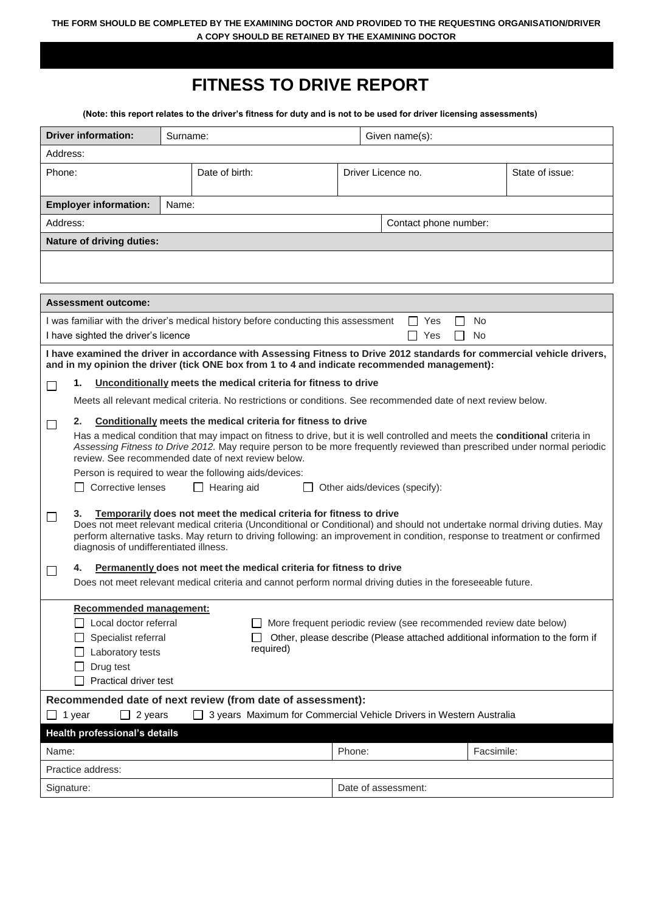**THE FORM SHOULD BE COMPLETED BY THE EXAMINING DOCTOR AND PROVIDED TO THE REQUESTING ORGANISATION/DRIVER**
**A COPY SHOULD BE RETAINED BY THE EXAMINING DOCTOR**

# FITNESS TO DRIVE REPORT

**(Note: this report relates to the driver's fitness for duty and is not to be used for driver licensing assessments)**

| **Driver information:** | Surname: | | Given name(s): | |
|---|---|---|---|---|
| Address: | | | | |
| Phone: | Date of birth: | | Driver Licence no. | State of issue: |
| **Employer information:** | Name: | | | |
| Address: | | | Contact phone number: | |
| **Nature of driving duties:** | | | | |
| | | | | |

**Assessment outcome:**

I was familiar with the driver's medical history before conducting this assessment ☐ Yes ☐ No

I have sighted the driver's licence ☐ Yes ☐ No

**I have examined the driver in accordance with Assessing Fitness to Drive 2012 standards for commercial vehicle drivers, and in my opinion the driver (tick ONE box from 1 to 4 and indicate recommended management):**

☐ **1. Unconditionally meets the medical criteria for fitness to drive**

Meets all relevant medical criteria. No restrictions or conditions. See recommended date of next review below.

☐ **2. Conditionally meets the medical criteria for fitness to drive**

Has a medical condition that may impact on fitness to drive, but it is well controlled and meets the **conditional** criteria in *Assessing Fitness to Drive 2012.* May require person to be more frequently reviewed than prescribed under normal periodic review. See recommended date of next review below.

Person is required to wear the following aids/devices:

☐ Corrective lenses ☐ Hearing aid ☐ Other aids/devices (specify):

☐ **3. Temporarily does not meet the medical criteria for fitness to drive**

Does not meet relevant medical criteria (Unconditional or Conditional) and should not undertake normal driving duties. May perform alternative tasks. May return to driving following: an improvement in condition, response to treatment or confirmed diagnosis of undifferentiated illness.

☐ **4. Permanently does not meet the medical criteria for fitness to drive**

Does not meet relevant medical criteria and cannot perform normal driving duties in the foreseeable future.

**Recommended management:**

- ☐ Local doctor referral
- ☐ Specialist referral
- ☐ Laboratory tests
- ☐ Drug test
- ☐ Practical driver test
- ☐ More frequent periodic review (see recommended review date below)
- ☐ Other, please describe (Please attached additional information to the form if required)

**Recommended date of next review (from date of assessment):**

☐ 1 year ☐ 2 years ☐ 3 years Maximum for Commercial Vehicle Drivers in Western Australia

**Health professional's details**

| Name: | Phone: | Facsimile: |
|---|---|---|
| Practice address: | | |
| Signature: | Date of assessment: | |